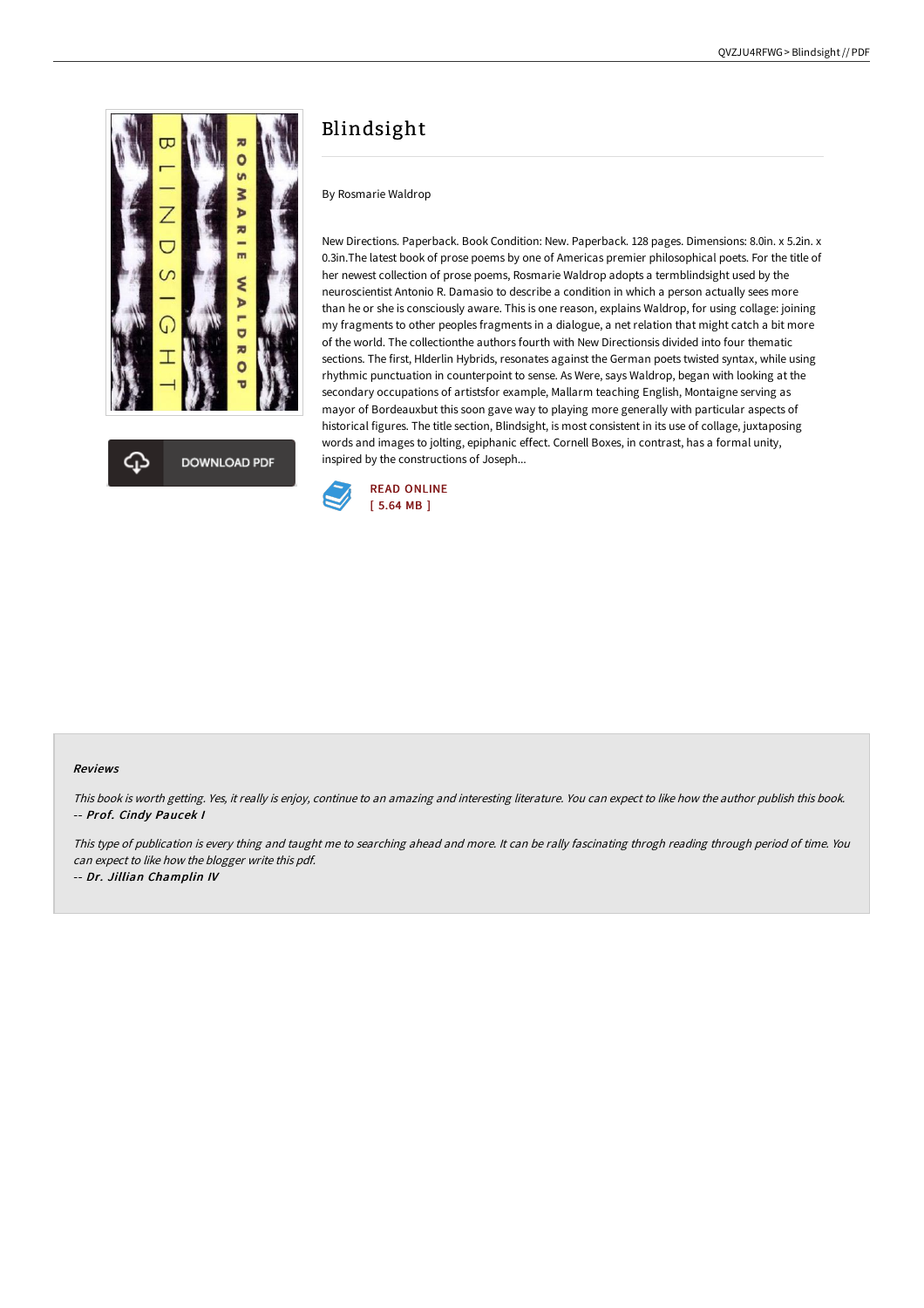# Blindsight

By Rosmarie Waldrop

New Directions. Paperback. Book Condition: New. Paperback. 128 pages. Dimensions: 8.0in. x 5.2in. x 0.3in.The latest book of prose poems by one of Americas premier philosophical poets. For the title of her newest collection of prose poems, Rosmarie Waldrop adopts a termblindsight used by the neuroscientist Antonio R. Damasio to describe a condition in which a person actually sees more than he or she is consciously aware. This is one reason, explains Waldrop, for using collage: joining my fragments to other peoples fragments in a dialogue, a net relation that might catch a bit more of the world. The collectionthe authors fourth with New Directionsis divided into four thematic sections. The first, Hlderlin Hybrids, resonates against the German poets twisted syntax, while using rhythmic punctuation in counterpoint to sense. As Were, says Waldrop, began with looking at the secondary occupations of artistsfor example, Mallarm teaching English, Montaigne serving as mayor of Bordeauxbut this soon gave way to playing more generally with particular aspects of historical figures. The title section, Blindsight, is most consistent in its use of collage, juxtaposing words and images to jolting, epiphanic effect. Cornell Boxes, in contrast, has a formal unity, inspired by the constructions of Joseph...

READ ONLINE
[ 5.64 MB ]

DOWNLOAD PDF

### Reviews

*This book is worth getting. Yes, it really is enjoy, continue to an amazing and interesting literature. You can expect to like how the author publish this book.*
*-- **Prof. Cindy Paucek I***

*This type of publication is every thing and taught me to searching ahead and more. It can be rally fascinating throgh reading through period of time. You can expect to like how the blogger write this pdf.*
*-- **Dr. Jillian Champlin IV***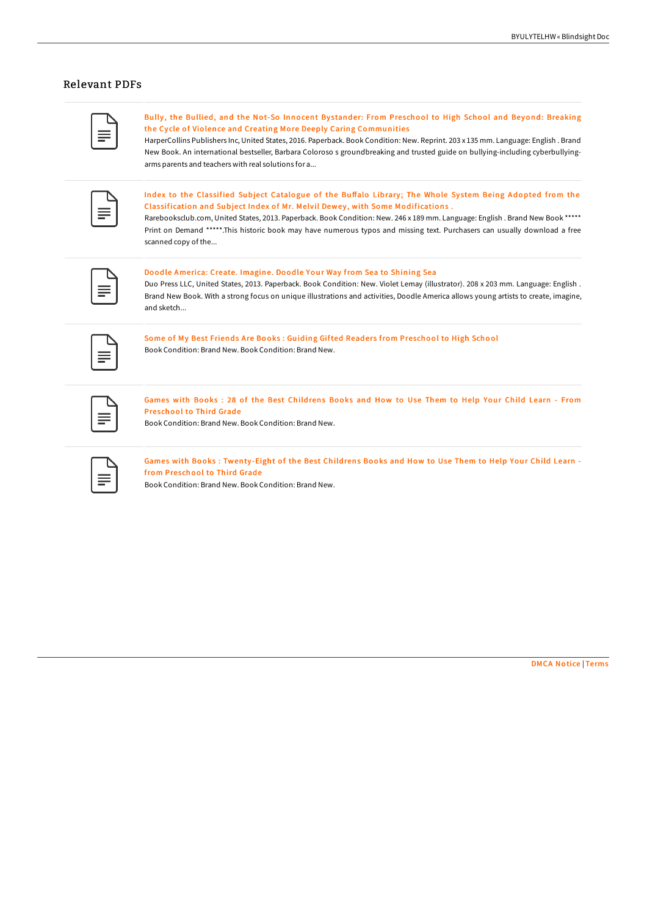## Relevant PDFs

**Bully, the Bullied, and the Not-So Innocent Bystander: From Preschool to High School and Beyond: Breaking the Cycle of Violence and Creating More Deeply Caring Communities**

HarperCollins Publishers Inc, United States, 2016. Paperback. Book Condition: New. Reprint. 203 x 135 mm. Language: English . Brand New Book. An international bestseller, Barbara Coloroso s groundbreaking and trusted guide on bullying-including cyberbullying-arms parents and teachers with real solutions for a...

**Index to the Classified Subject Catalogue of the Buffalo Library; The Whole System Being Adopted from the Classification and Subject Index of Mr. Melvil Dewey, with Some Modifications .**

Rarebooksclub.com, United States, 2013. Paperback. Book Condition: New. 246 x 189 mm. Language: English . Brand New Book ***** Print on Demand *****.This historic book may have numerous typos and missing text. Purchasers can usually download a free scanned copy of the...

**Doodle America: Create. Imagine. Doodle Your Way from Sea to Shining Sea**

Duo Press LLC, United States, 2013. Paperback. Book Condition: New. Violet Lemay (illustrator). 208 x 203 mm. Language: English . Brand New Book. With a strong focus on unique illustrations and activities, Doodle America allows young artists to create, imagine, and sketch...

**Some of My Best Friends Are Books : Guiding Gifted Readers from Preschool to High School**

Book Condition: Brand New. Book Condition: Brand New.

**Games with Books : 28 of the Best Childrens Books and How to Use Them to Help Your Child Learn - From Preschool to Third Grade**

Book Condition: Brand New. Book Condition: Brand New.

**Games with Books : Twenty-Eight of the Best Childrens Books and How to Use Them to Help Your Child Learn - from Preschool to Third Grade**

Book Condition: Brand New. Book Condition: Brand New.